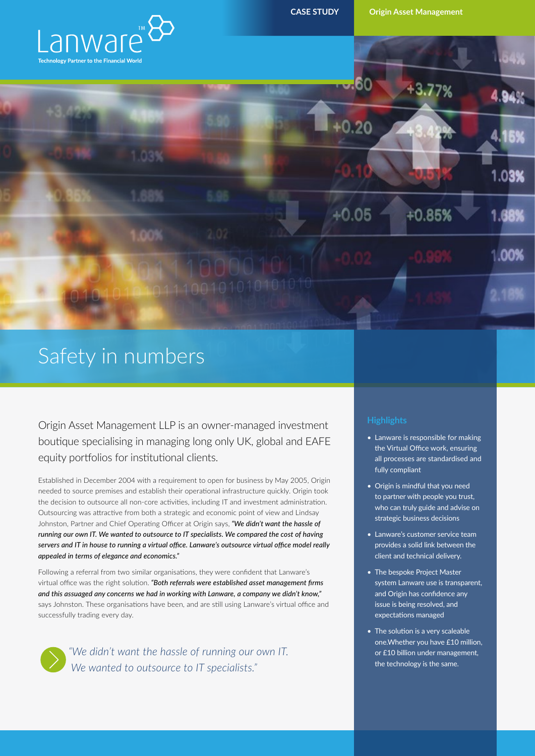Lanware™
Technology Partner to the Financial World

CASE STUDY

Origin Asset Management

# Safety in numbers

Origin Asset Management LLP is an owner-managed investment boutique specialising in managing long only UK, global and EAFE equity portfolios for institutional clients.

Established in December 2004 with a requirement to open for business by May 2005, Origin needed to source premises and establish their operational infrastructure quickly. Origin took the decision to outsource all non-core activities, including IT and investment administration. Outsourcing was attractive from both a strategic and economic point of view and Lindsay Johnston, Partner and Chief Operating Officer at Origin says, ***"We didn't want the hassle of running our own IT. We wanted to outsource to IT specialists. We compared the cost of having servers and IT in house to running a virtual office. Lanware's outsource virtual office model really appealed in terms of elegance and economics."***

Following a referral from two similar organisations, they were confident that Lanware's virtual office was the right solution. ***"Both referrals were established asset management firms and this assuaged any concerns we had in working with Lanware, a company we didn't know,"*** says Johnston. These organisations have been, and are still using Lanware's virtual office and successfully trading every day.

> *"We didn't want the hassle of running our own IT. We wanted to outsource to IT specialists."*

## Highlights

- Lanware is responsible for making the Virtual Office work, ensuring all processes are standardised and fully compliant
- Origin is mindful that you need to partner with people you trust, who can truly guide and advise on strategic business decisions
- Lanware's customer service team provides a solid link between the client and technical delivery.
- The bespoke Project Master system Lanware use is transparent, and Origin has confidence any issue is being resolved, and expectations managed
- The solution is a very scaleable one.Whether you have £10 million, or £10 billion under management, the technology is the same.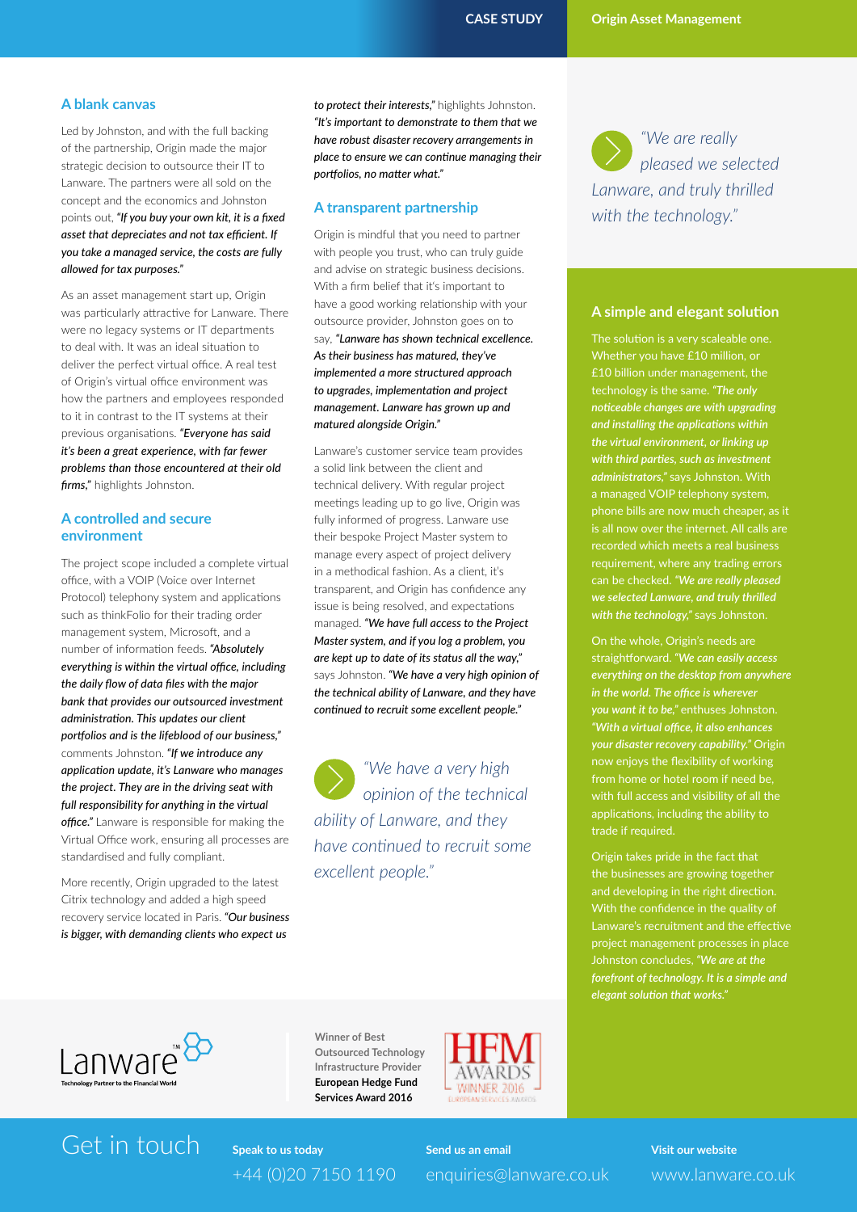## A blank canvas

Led by Johnston, and with the full backing of the partnership, Origin made the major strategic decision to outsource their IT to Lanware. The partners were all sold on the concept and the economics and Johnston points out, ***"If you buy your own kit, it is a fixed asset that depreciates and not tax efficient. If you take a managed service, the costs are fully allowed for tax purposes."***

As an asset management start up, Origin was particularly attractive for Lanware. There were no legacy systems or IT departments to deal with. It was an ideal situation to deliver the perfect virtual office. A real test of Origin's virtual office environment was how the partners and employees responded to it in contrast to the IT systems at their previous organisations. ***"Everyone has said it's been a great experience, with far fewer problems than those encountered at their old firms,"*** highlights Johnston.

## A controlled and secure environment

The project scope included a complete virtual office, with a VOIP (Voice over Internet Protocol) telephony system and applications such as thinkFolio for their trading order management system, Microsoft, and a number of information feeds. ***"Absolutely everything is within the virtual office, including the daily flow of data files with the major bank that provides our outsourced investment administration. This updates our client portfolios and is the lifeblood of our business,"*** comments Johnston. ***"If we introduce any application update, it's Lanware who manages the project. They are in the driving seat with full responsibility for anything in the virtual office."*** Lanware is responsible for making the Virtual Office work, ensuring all processes are standardised and fully compliant.

More recently, Origin upgraded to the latest Citrix technology and added a high speed recovery service located in Paris. ***"Our business is bigger, with demanding clients who expect us to protect their interests,"*** highlights Johnston. ***"It's important to demonstrate to them that we have robust disaster recovery arrangements in place to ensure we can continue managing their portfolios, no matter what."***

## A transparent partnership

Origin is mindful that you need to partner with people you trust, who can truly guide and advise on strategic business decisions. With a firm belief that it's important to have a good working relationship with your outsource provider, Johnston goes on to say, ***"Lanware has shown technical excellence. As their business has matured, they've implemented a more structured approach to upgrades, implementation and project management. Lanware has grown up and matured alongside Origin."***

Lanware's customer service team provides a solid link between the client and technical delivery. With regular project meetings leading up to go live, Origin was fully informed of progress. Lanware use their bespoke Project Master system to manage every aspect of project delivery in a methodical fashion. As a client, it's transparent, and Origin has confidence any issue is being resolved, and expectations managed. ***"We have full access to the Project Master system, and if you log a problem, you are kept up to date of its status all the way,"*** says Johnston. ***"We have a very high opinion of the technical ability of Lanware, and they have continued to recruit some excellent people."***

> *"We have a very high opinion of the technical ability of Lanware, and they have continued to recruit some excellent people."*

> *"We are really pleased we selected Lanware, and truly thrilled with the technology."*

## A simple and elegant solution

The solution is a very scaleable one. Whether you have £10 million, or £10 billion under management, the technology is the same. ***"The only noticeable changes are with upgrading and installing the applications within the virtual environment, or linking up with third parties, such as investment administrators,"*** says Johnston. With a managed VOIP telephony system, phone bills are now much cheaper, as it is all now over the internet. All calls are recorded which meets a real business requirement, where any trading errors can be checked. ***"We are really pleased we selected Lanware, and truly thrilled with the technology,"*** says Johnston.

On the whole, Origin's needs are straightforward. ***"We can easily access everything on the desktop from anywhere in the world. The office is wherever you want it to be,"*** enthuses Johnston. ***"With a virtual office, it also enhances your disaster recovery capability."*** Origin now enjoys the flexibility of working from home or hotel room if need be, with full access and visibility of all the applications, including the ability to trade if required.

Origin takes pride in the fact that the businesses are growing together and developing in the right direction. With the confidence in the quality of Lanware's recruitment and the effective project management processes in place Johnston concludes, ***"We are at the forefront of technology. It is a simple and elegant solution that works."***

Lanware™ Technology Partner to the Financial World

**Winner of Best Outsourced Technology Infrastructure Provider European Hedge Fund Services Award 2016**

HFM AWARDS WINNER 2016 EUROPEAN SERVICES AWARDS

## Get in touch

**Speak to us today**
+44 (0)20 7150 1190

**Send us an email**
enquiries@lanware.co.uk

**Visit our website**
www.lanware.co.uk